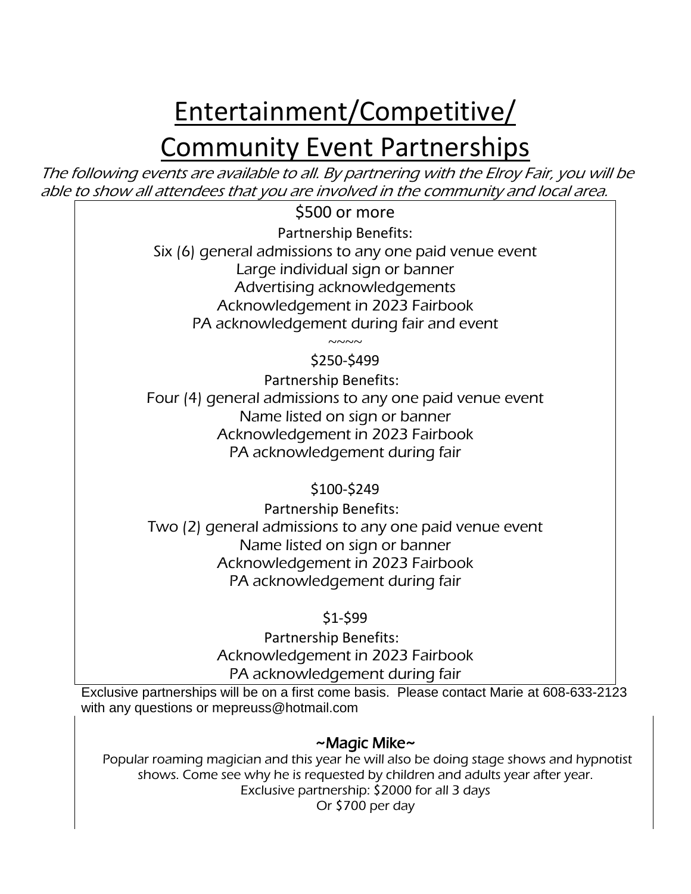# Entertainment/Competitive/ Community Event Partnerships

*The following events are available to all. By partnering with the Elroy Fair, you will be able to show all attendees that you are involved in the community and local area.*

$500 or more

Partnership Benefits:

Six (6) general admissions to any one paid venue event

Large individual sign or banner

Advertising acknowledgements

Acknowledgement in 2023 Fairbook

PA acknowledgement during fair and event

~~~~

$250-$499

Partnership Benefits:

Four (4) general admissions to any one paid venue event

Name listed on sign or banner

Acknowledgement in 2023 Fairbook

PA acknowledgement during fair

$100-$249

Partnership Benefits:

Two (2) general admissions to any one paid venue event

Name listed on sign or banner

Acknowledgement in 2023 Fairbook

PA acknowledgement during fair

$1-$99

Partnership Benefits:

Acknowledgement in 2023 Fairbook

PA acknowledgement during fair

Exclusive partnerships will be on a first come basis. Please contact Marie at 608-633-2123 with any questions or mepreuss@hotmail.com

## ~Magic Mike~

Popular roaming magician and this year he will also be doing stage shows and hypnotist shows. Come see why he is requested by children and adults year after year.

Exclusive partnership: $2000 for all 3 days

Or $700 per day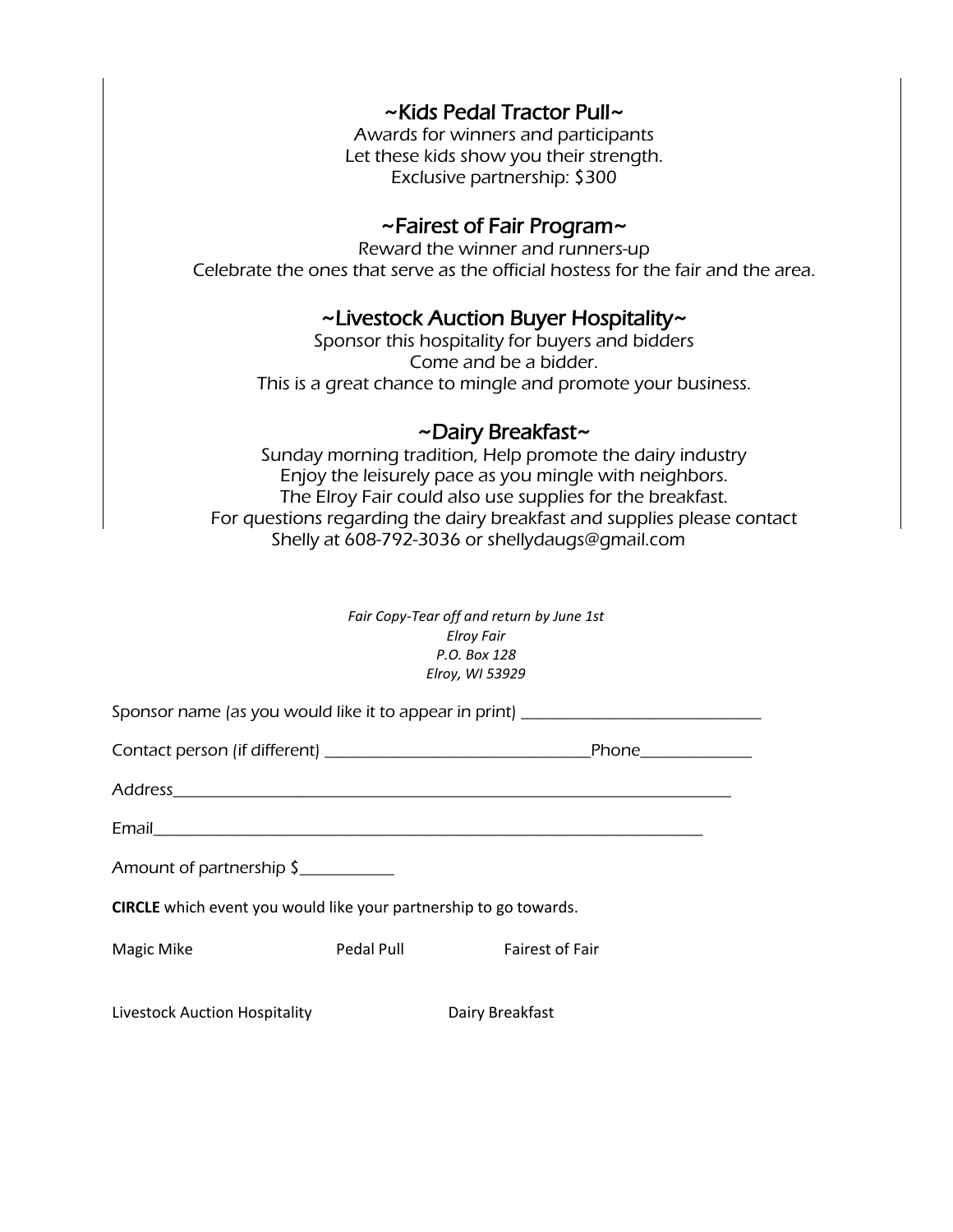## ~Kids Pedal Tractor Pull~

Awards for winners and participants
Let these kids show you their strength.
Exclusive partnership: $300

## ~Fairest of Fair Program~

Reward the winner and runners-up
Celebrate the ones that serve as the official hostess for the fair and the area.

## ~Livestock Auction Buyer Hospitality~

Sponsor this hospitality for buyers and bidders
Come and be a bidder.
This is a great chance to mingle and promote your business.

## ~Dairy Breakfast~

Sunday morning tradition, Help promote the dairy industry
Enjoy the leisurely pace as you mingle with neighbors.
The Elroy Fair could also use supplies for the breakfast.
For questions regarding the dairy breakfast and supplies please contact
Shelly at 608-792-3036 or shellydaugs@gmail.com

*Fair Copy-Tear off and return by June 1st*
*Elroy Fair*
*P.O. Box 128*
*Elroy, WI 53929*

Sponsor name (as you would like it to appear in print) ______________________________

Contact person (if different) _________________________________Phone______________

Address_________________________________________________________________________

Email__________________________________________________________________________

Amount of partnership $___________

**CIRCLE** which event you would like your partnership to go towards.

Magic Mike        Pedal Pull        Fairest of Fair

Livestock Auction Hospitality        Dairy Breakfast